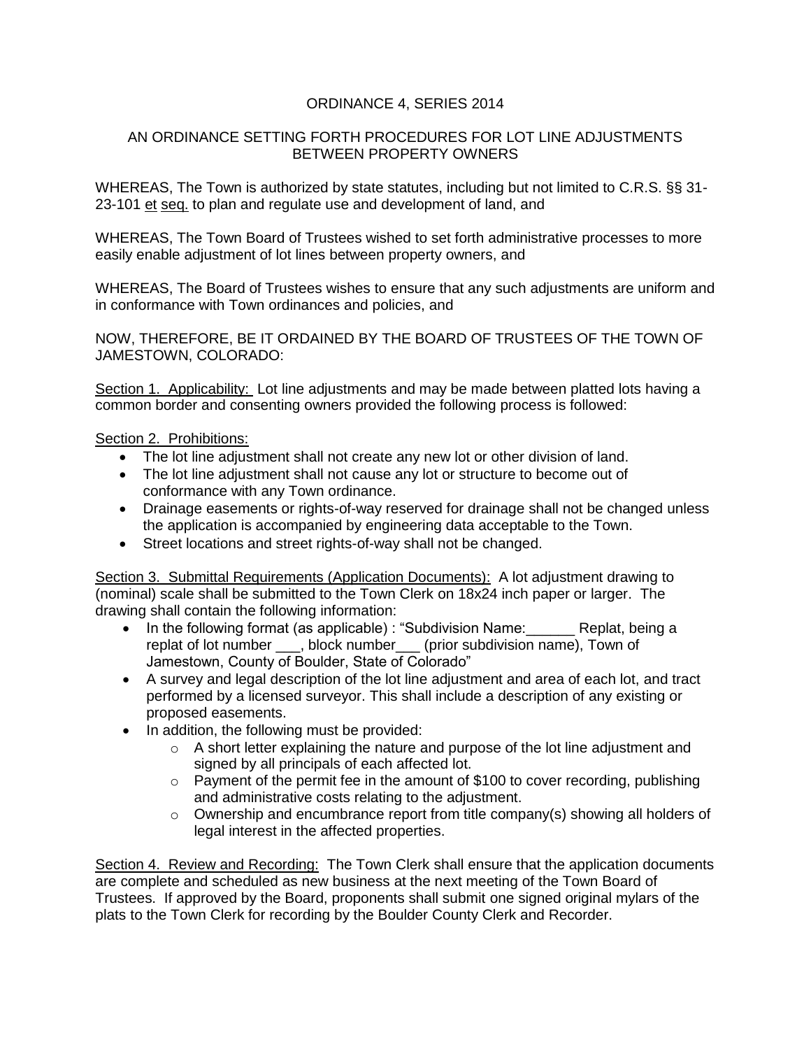# ORDINANCE 4, SERIES 2014

## AN ORDINANCE SETTING FORTH PROCEDURES FOR LOT LINE ADJUSTMENTS BETWEEN PROPERTY OWNERS

WHEREAS, The Town is authorized by state statutes, including but not limited to C.R.S. §§ 31-23-101 et seq. to plan and regulate use and development of land, and

WHEREAS, The Town Board of Trustees wished to set forth administrative processes to more easily enable adjustment of lot lines between property owners, and

WHEREAS, The Board of Trustees wishes to ensure that any such adjustments are uniform and in conformance with Town ordinances and policies, and

NOW, THEREFORE, BE IT ORDAINED BY THE BOARD OF TRUSTEES OF THE TOWN OF JAMESTOWN, COLORADO:

Section 1. Applicability: Lot line adjustments and may be made between platted lots having a common border and consenting owners provided the following process is followed:

Section 2. Prohibitions:

- The lot line adjustment shall not create any new lot or other division of land.
- The lot line adjustment shall not cause any lot or structure to become out of conformance with any Town ordinance.
- Drainage easements or rights-of-way reserved for drainage shall not be changed unless the application is accompanied by engineering data acceptable to the Town.
- Street locations and street rights-of-way shall not be changed.

Section 3. Submittal Requirements (Application Documents): A lot adjustment drawing to (nominal) scale shall be submitted to the Town Clerk on 18x24 inch paper or larger. The drawing shall contain the following information:

- In the following format (as applicable) : "Subdivision Name:______ Replat, being a replat of lot number ___, block number___ (prior subdivision name), Town of Jamestown, County of Boulder, State of Colorado"
- A survey and legal description of the lot line adjustment and area of each lot, and tract performed by a licensed surveyor. This shall include a description of any existing or proposed easements.
- In addition, the following must be provided:
  - A short letter explaining the nature and purpose of the lot line adjustment and signed by all principals of each affected lot.
  - Payment of the permit fee in the amount of $100 to cover recording, publishing and administrative costs relating to the adjustment.
  - Ownership and encumbrance report from title company(s) showing all holders of legal interest in the affected properties.

Section 4. Review and Recording: The Town Clerk shall ensure that the application documents are complete and scheduled as new business at the next meeting of the Town Board of Trustees. If approved by the Board, proponents shall submit one signed original mylars of the plats to the Town Clerk for recording by the Boulder County Clerk and Recorder.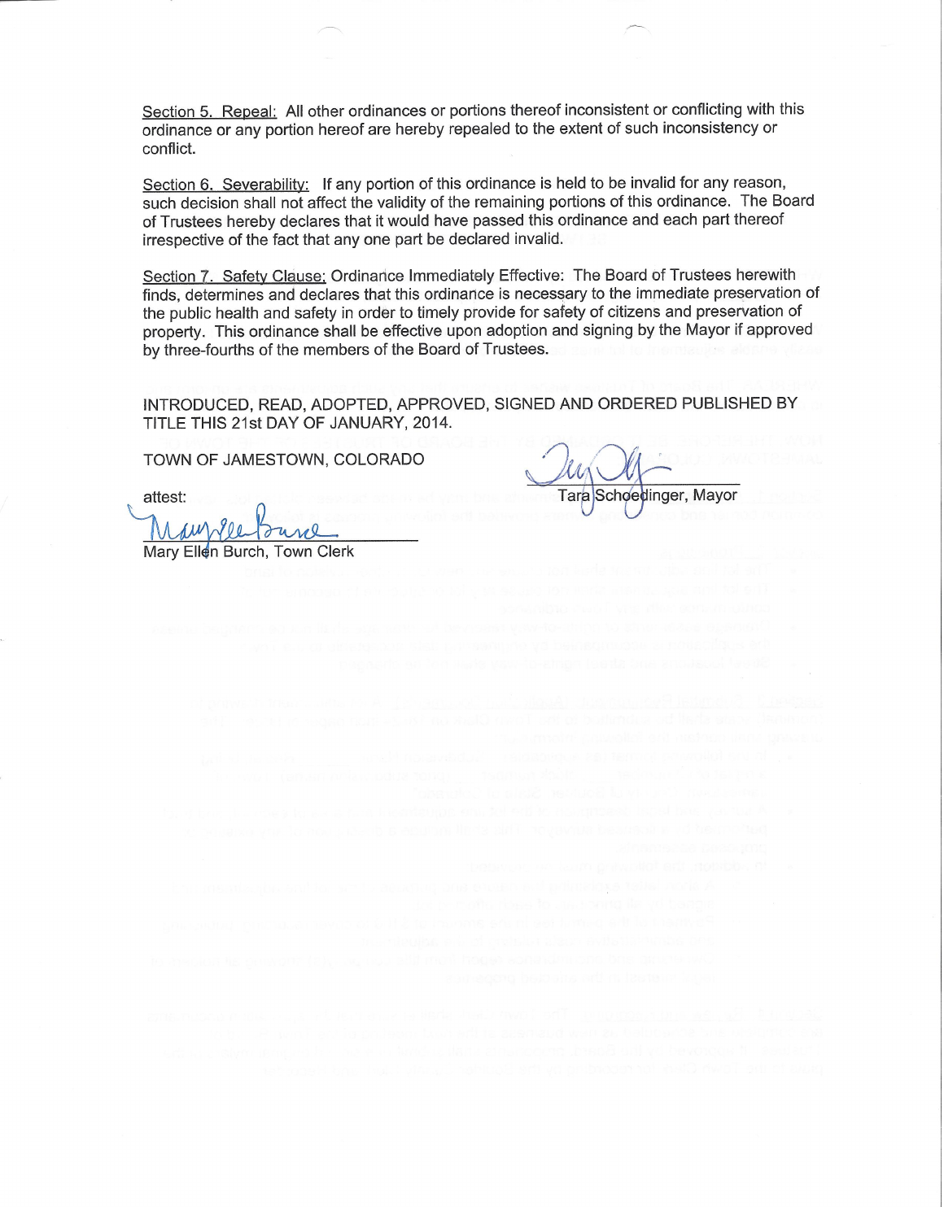Section 5. Repeal: All other ordinances or portions thereof inconsistent or conflicting with this ordinance or any portion hereof are hereby repealed to the extent of such inconsistency or conflict.

Section 6. Severability: If any portion of this ordinance is held to be invalid for any reason, such decision shall not affect the validity of the remaining portions of this ordinance. The Board of Trustees hereby declares that it would have passed this ordinance and each part thereof irrespective of the fact that any one part be declared invalid.

Section 7. Safety Clause; Ordinance Immediately Effective: The Board of Trustees herewith finds, determines and declares that this ordinance is necessary to the immediate preservation of the public health and safety in order to timely provide for safety of citizens and preservation of property. This ordinance shall be effective upon adoption and signing by the Mayor if approved by three-fourths of the members of the Board of Trustees.

INTRODUCED, READ, ADOPTED, APPROVED, SIGNED AND ORDERED PUBLISHED BY TITLE THIS 21st DAY OF JANUARY, 2014.

TOWN OF JAMESTOWN, COLORADO

Tara Schoedinger, Mayor

attest:

Mary Ellen Burch, Town Clerk